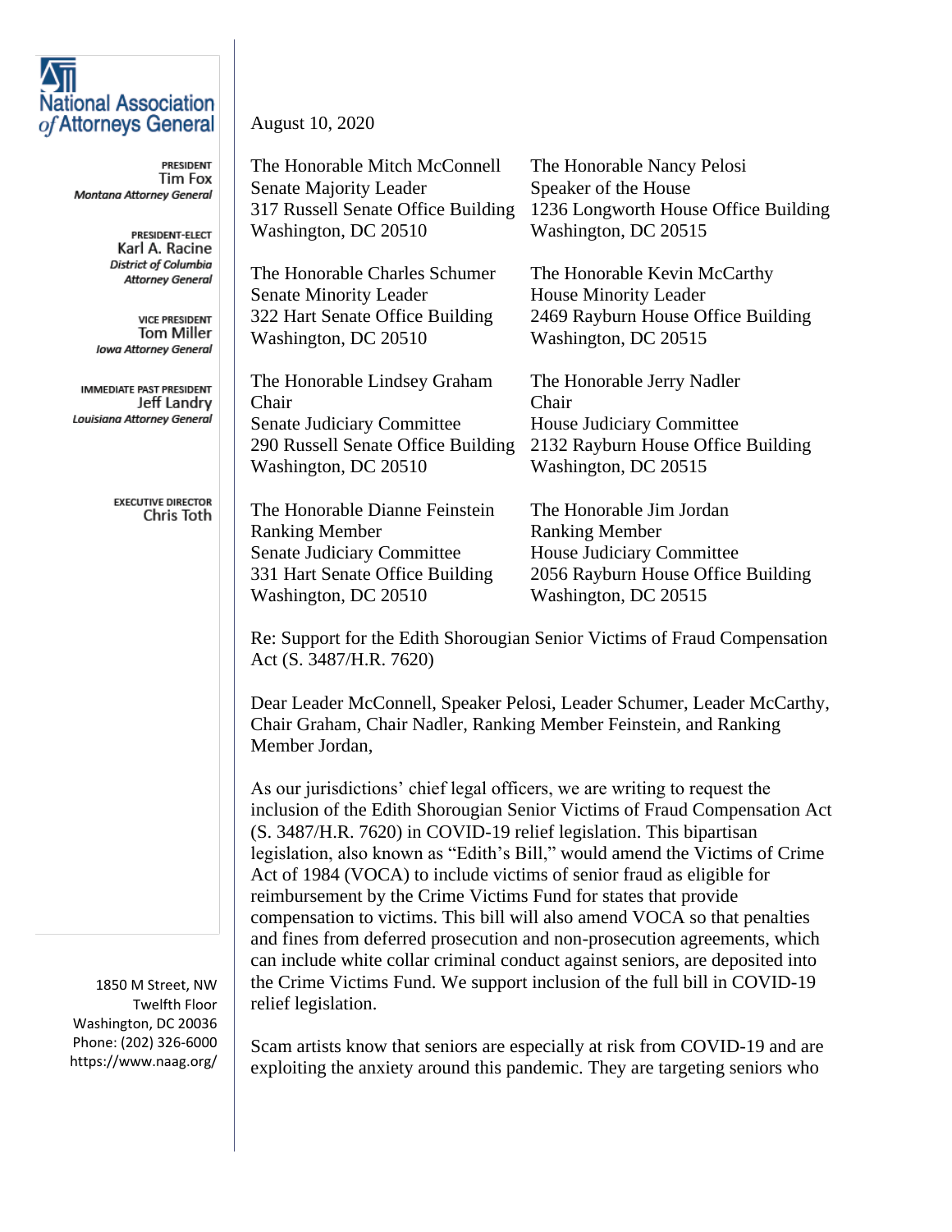**National Association of Attorneys General**

PRESIDENT
Tim Fox
*Montana Attorney General*

PRESIDENT-ELECT
Karl A. Racine
*District of Columbia Attorney General*

VICE PRESIDENT
Tom Miller
*Iowa Attorney General*

IMMEDIATE PAST PRESIDENT
Jeff Landry
*Louisiana Attorney General*

EXECUTIVE DIRECTOR
Chris Toth

1850 M Street, NW
Twelfth Floor
Washington, DC 20036
Phone: (202) 326-6000
https://www.naag.org/

August 10, 2020

The Honorable Mitch McConnell
Senate Majority Leader
317 Russell Senate Office Building
Washington, DC 20510

The Honorable Nancy Pelosi
Speaker of the House
1236 Longworth House Office Building
Washington, DC 20515

The Honorable Charles Schumer
Senate Minority Leader
322 Hart Senate Office Building
Washington, DC 20510

The Honorable Kevin McCarthy
House Minority Leader
2469 Rayburn House Office Building
Washington, DC 20515

The Honorable Lindsey Graham
Chair
Senate Judiciary Committee
290 Russell Senate Office Building
Washington, DC 20510

The Honorable Jerry Nadler
Chair
House Judiciary Committee
2132 Rayburn House Office Building
Washington, DC 20515

The Honorable Dianne Feinstein
Ranking Member
Senate Judiciary Committee
331 Hart Senate Office Building
Washington, DC 20510

The Honorable Jim Jordan
Ranking Member
House Judiciary Committee
2056 Rayburn House Office Building
Washington, DC 20515

Re: Support for the Edith Shorougian Senior Victims of Fraud Compensation Act (S. 3487/H.R. 7620)

Dear Leader McConnell, Speaker Pelosi, Leader Schumer, Leader McCarthy, Chair Graham, Chair Nadler, Ranking Member Feinstein, and Ranking Member Jordan,

As our jurisdictions' chief legal officers, we are writing to request the inclusion of the Edith Shorougian Senior Victims of Fraud Compensation Act (S. 3487/H.R. 7620) in COVID-19 relief legislation. This bipartisan legislation, also known as "Edith's Bill," would amend the Victims of Crime Act of 1984 (VOCA) to include victims of senior fraud as eligible for reimbursement by the Crime Victims Fund for states that provide compensation to victims. This bill will also amend VOCA so that penalties and fines from deferred prosecution and non-prosecution agreements, which can include white collar criminal conduct against seniors, are deposited into the Crime Victims Fund. We support inclusion of the full bill in COVID-19 relief legislation.

Scam artists know that seniors are especially at risk from COVID-19 and are exploiting the anxiety around this pandemic. They are targeting seniors who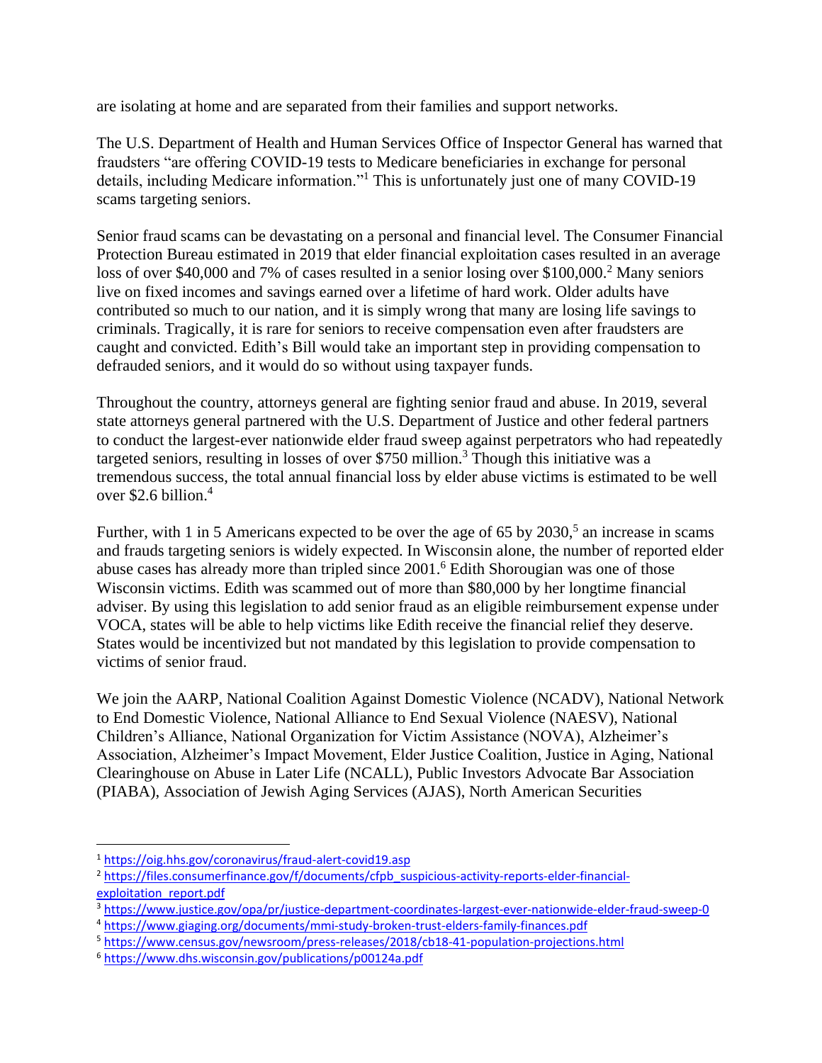are isolating at home and are separated from their families and support networks.

The U.S. Department of Health and Human Services Office of Inspector General has warned that fraudsters "are offering COVID-19 tests to Medicare beneficiaries in exchange for personal details, including Medicare information."[1] This is unfortunately just one of many COVID-19 scams targeting seniors.

Senior fraud scams can be devastating on a personal and financial level. The Consumer Financial Protection Bureau estimated in 2019 that elder financial exploitation cases resulted in an average loss of over $40,000 and 7% of cases resulted in a senior losing over $100,000.[2] Many seniors live on fixed incomes and savings earned over a lifetime of hard work. Older adults have contributed so much to our nation, and it is simply wrong that many are losing life savings to criminals. Tragically, it is rare for seniors to receive compensation even after fraudsters are caught and convicted. Edith's Bill would take an important step in providing compensation to defrauded seniors, and it would do so without using taxpayer funds.

Throughout the country, attorneys general are fighting senior fraud and abuse. In 2019, several state attorneys general partnered with the U.S. Department of Justice and other federal partners to conduct the largest-ever nationwide elder fraud sweep against perpetrators who had repeatedly targeted seniors, resulting in losses of over $750 million.[3] Though this initiative was a tremendous success, the total annual financial loss by elder abuse victims is estimated to be well over $2.6 billion.[4]

Further, with 1 in 5 Americans expected to be over the age of 65 by 2030,[5] an increase in scams and frauds targeting seniors is widely expected. In Wisconsin alone, the number of reported elder abuse cases has already more than tripled since 2001.[6] Edith Shorougian was one of those Wisconsin victims. Edith was scammed out of more than $80,000 by her longtime financial adviser. By using this legislation to add senior fraud as an eligible reimbursement expense under VOCA, states will be able to help victims like Edith receive the financial relief they deserve. States would be incentivized but not mandated by this legislation to provide compensation to victims of senior fraud.

We join the AARP, National Coalition Against Domestic Violence (NCADV), National Network to End Domestic Violence, National Alliance to End Sexual Violence (NAESV), National Children's Alliance, National Organization for Victim Assistance (NOVA), Alzheimer's Association, Alzheimer's Impact Movement, Elder Justice Coalition, Justice in Aging, National Clearinghouse on Abuse in Later Life (NCALL), Public Investors Advocate Bar Association (PIABA), Association of Jewish Aging Services (AJAS), North American Securities

---

[1] https://oig.hhs.gov/coronavirus/fraud-alert-covid19.asp

[2] https://files.consumerfinance.gov/f/documents/cfpb_suspicious-activity-reports-elder-financial-exploitation_report.pdf

[3] https://www.justice.gov/opa/pr/justice-department-coordinates-largest-ever-nationwide-elder-fraud-sweep-0

[4] https://www.giaging.org/documents/mmi-study-broken-trust-elders-family-finances.pdf

[5] https://www.census.gov/newsroom/press-releases/2018/cb18-41-population-projections.html

[6] https://www.dhs.wisconsin.gov/publications/p00124a.pdf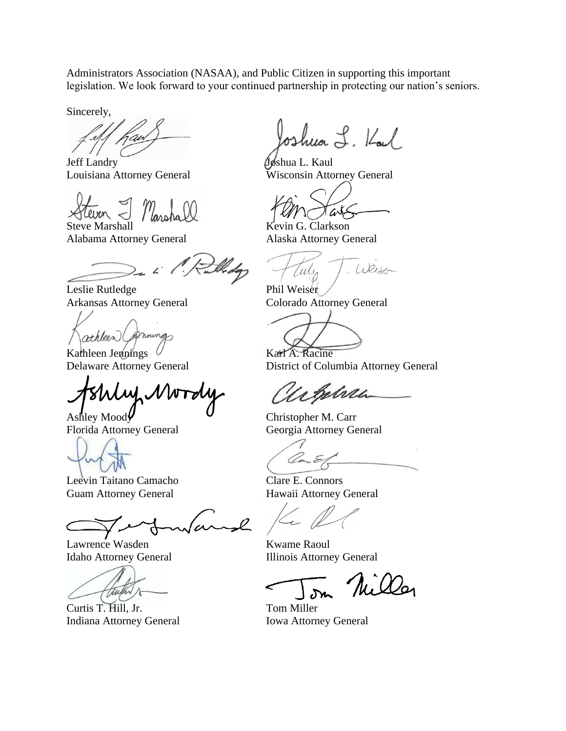Administrators Association (NASAA), and Public Citizen in supporting this important legislation. We look forward to your continued partnership in protecting our nation's seniors.

Sincerely,

Jeff Landry
Louisiana Attorney General

Joshua L. Kaul
Wisconsin Attorney General

Steve Marshall
Alabama Attorney General

Kevin G. Clarkson
Alaska Attorney General

Leslie Rutledge
Arkansas Attorney General

Phil Weiser
Colorado Attorney General

Kathleen Jennings
Delaware Attorney General

Karl A. Racine
District of Columbia Attorney General

Ashley Moody
Florida Attorney General

Christopher M. Carr
Georgia Attorney General

Leevin Taitano Camacho
Guam Attorney General

Clare E. Connors
Hawaii Attorney General

Lawrence Wasden
Idaho Attorney General

Kwame Raoul
Illinois Attorney General

Curtis T. Hill, Jr.
Indiana Attorney General

Tom Miller
Iowa Attorney General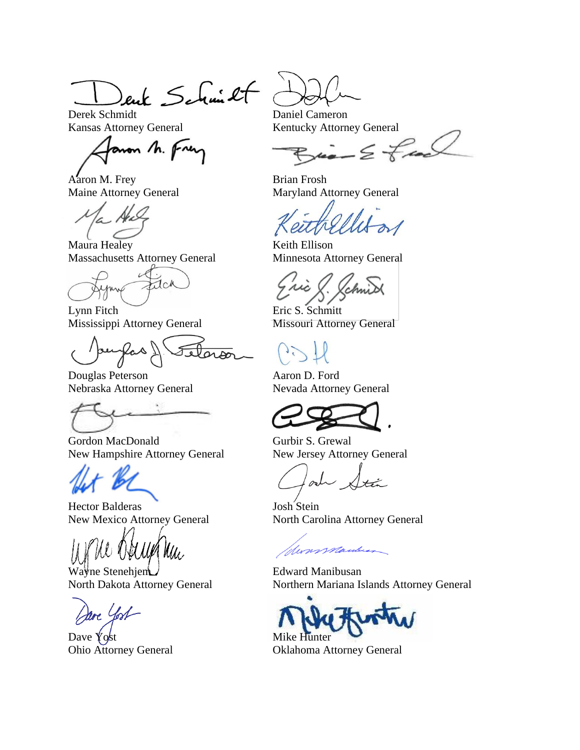Derek Schmidt
Kansas Attorney General

Daniel Cameron
Kentucky Attorney General

Aaron M. Frey
Maine Attorney General

Brian Frosh
Maryland Attorney General

Maura Healey
Massachusetts Attorney General

Keith Ellison
Minnesota Attorney General

Lynn Fitch
Mississippi Attorney General

Eric S. Schmitt
Missouri Attorney General

Douglas Peterson
Nebraska Attorney General

Aaron D. Ford
Nevada Attorney General

Gordon MacDonald
New Hampshire Attorney General

Gurbir S. Grewal
New Jersey Attorney General

Hector Balderas
New Mexico Attorney General

Josh Stein
North Carolina Attorney General

Wayne Stenehjem
North Dakota Attorney General

Edward Manibusan
Northern Mariana Islands Attorney General

Dave Yost
Ohio Attorney General

Mike Hunter
Oklahoma Attorney General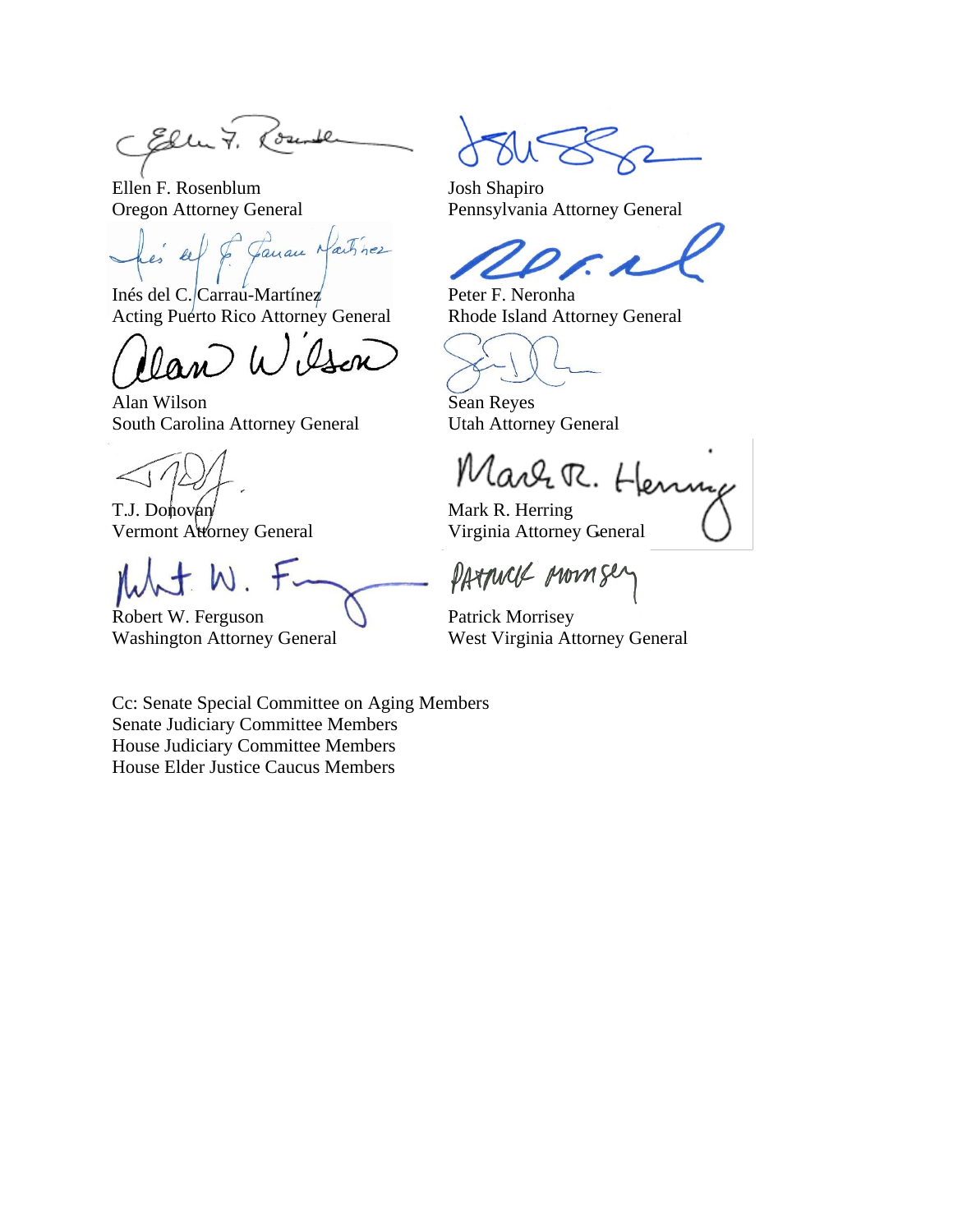Ellen F. Rosenblum
Oregon Attorney General

Josh Shapiro
Pennsylvania Attorney General

Inés del C. Carrau-Martínez
Acting Puerto Rico Attorney General

Peter F. Neronha
Rhode Island Attorney General

Alan Wilson
South Carolina Attorney General

Sean Reyes
Utah Attorney General

T.J. Donovan
Vermont Attorney General

Mark R. Herring
Virginia Attorney General

Robert W. Ferguson
Washington Attorney General

Patrick Morrisey
West Virginia Attorney General

Cc: Senate Special Committee on Aging Members
Senate Judiciary Committee Members
House Judiciary Committee Members
House Elder Justice Caucus Members